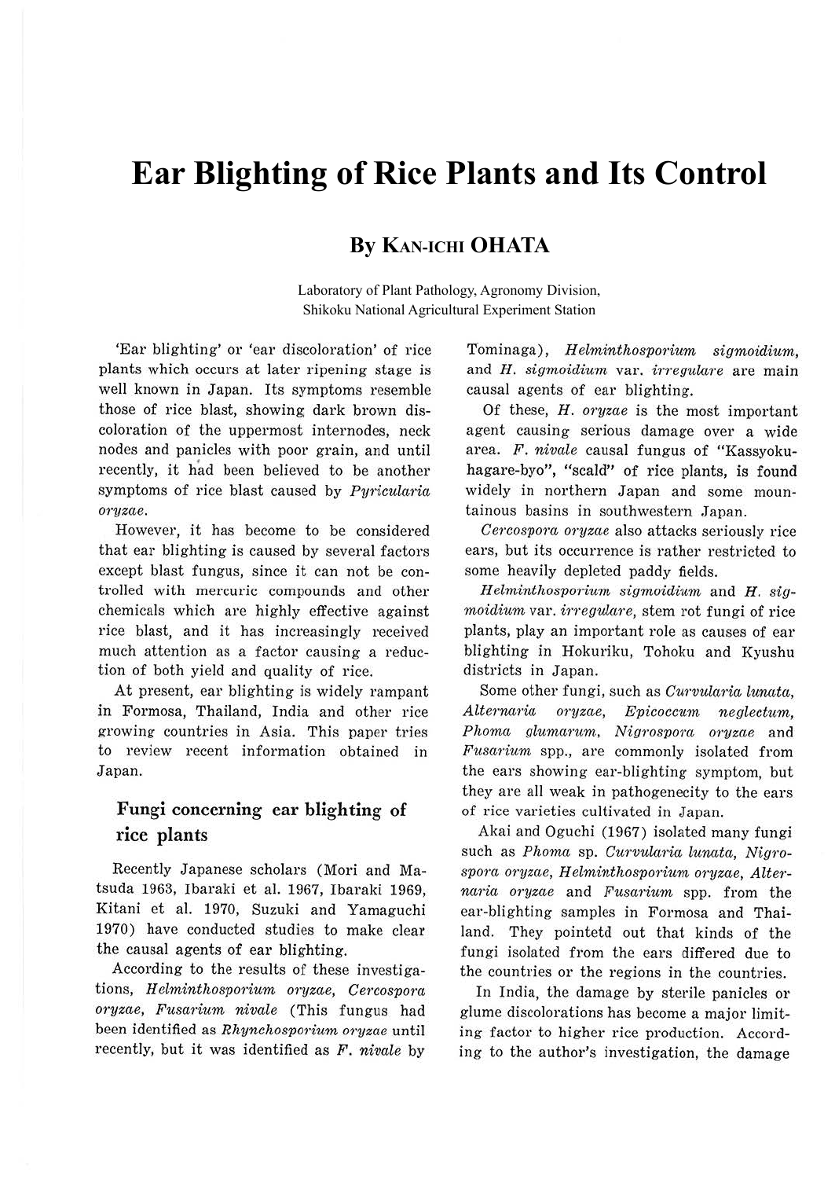# Ear Blighting of Rice Plants and Its Control

## By KAN-ICHI OHATA

Laboratory of Plant Pathology, Agronomy Division,
Shikoku National Agricultural Experiment Station

'Ear blighting' or 'ear discoloration' of rice plants which occurs at later ripening stage is well known in Japan. Its symptoms resemble those of rice blast, showing dark brown discoloration of the uppermost internodes, neck nodes and panicles with poor grain, and until recently, it had been believed to be another symptoms of rice blast caused by *Pyricularia oryzae*.

However, it has become to be considered that ear blighting is caused by several factors except blast fungus, since it can not be controlled with mercuric compounds and other chemicals which are highly effective against rice blast, and it has increasingly received much attention as a factor causing a reduction of both yield and quality of rice.

At present, ear blighting is widely rampant in Formosa, Thailand, India and other rice growing countries in Asia. This paper tries to review recent information obtained in Japan.

## Fungi concerning ear blighting of rice plants

Recently Japanese scholars (Mori and Matsuda 1963, Ibaraki et al. 1967, Ibaraki 1969, Kitani et al. 1970, Suzuki and Yamaguchi 1970) have conducted studies to make clear the causal agents of ear blighting.

According to the results of these investigations, *Helminthosporium oryzae*, *Cercospora oryzae*, *Fusarium nivale* (This fungus had been identified as *Rhynchosporium oryzae* until recently, but it was identified as *F. nivale* by Tominaga), *Helminthosporium sigmoidium*, and *H. sigmoidium* var. *irregulare* are main causal agents of ear blighting.

Of these, *H. oryzae* is the most important agent causing serious damage over a wide area. *F. nivale* causal fungus of "Kassyoku-hagare-byo", "scald" of rice plants, is found widely in northern Japan and some mountainous basins in southwestern Japan.

*Cercospora oryzae* also attacks seriously rice ears, but its occurrence is rather restricted to some heavily depleted paddy fields.

*Helminthosporium sigmoidium* and *H. sigmoidium* var. *irregulare*, stem rot fungi of rice plants, play an important role as causes of ear blighting in Hokuriku, Tohoku and Kyushu districts in Japan.

Some other fungi, such as *Curvularia lunata*, *Alternaria oryzae*, *Epicoccum neglectum*, *Phoma glumarum*, *Nigrospora oryzae* and *Fusarium* spp., are commonly isolated from the ears showing ear-blighting symptom, but they are all weak in pathogenecity to the ears of rice varieties cultivated in Japan.

Akai and Oguchi (1967) isolated many fungi such as *Phoma* sp. *Curvularia lunata*, *Nigrospora oryzae*, *Helminthosporium oryzae*, *Alternaria oryzae* and *Fusarium* spp. from the ear-blighting samples in Formosa and Thailand. They pointetd out that kinds of the fungi isolated from the ears differed due to the countries or the regions in the countries.

In India, the damage by sterile panicles or glume discolorations has become a major limiting factor to higher rice production. According to the author's investigation, the damage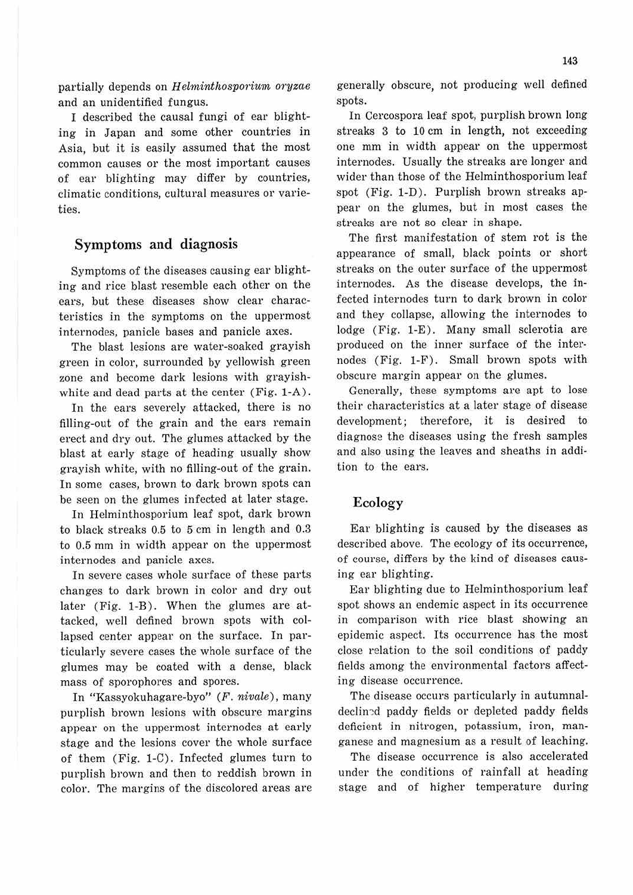partially depends on *Helminthosporium oryzae* and an unidentified fungus.

I described the causal fungi of ear blighting in Japan and some other countries in Asia, but it is easily assumed that the most common causes or the most important causes of ear blighting may differ by countries, climatic conditions, cultural measures or varieties.

## Symptoms and diagnosis

Symptoms of the diseases causing ear blighting and rice blast resemble each other on the ears, but these diseases show clear characteristics in the symptoms on the uppermost internodes, panicle bases and panicle axes.

The blast lesions are water-soaked grayish green in color, surrounded by yellowish green zone and become dark lesions with grayish-white and dead parts at the center (Fig. 1-A).

In the ears severely attacked, there is no filling-out of the grain and the ears remain erect and dry out. The glumes attacked by the blast at early stage of heading usually show grayish white, with no filling-out of the grain. In some cases, brown to dark brown spots can be seen on the glumes infected at later stage.

In Helminthosporium leaf spot, dark brown to black streaks 0.5 to 5 cm in length and 0.3 to 0.5 mm in width appear on the uppermost internodes and panicle axes.

In severe cases whole surface of these parts changes to dark brown in color and dry out later (Fig. 1-B). When the glumes are attacked, well defined brown spots with collapsed center appear on the surface. In particularly severe cases the whole surface of the glumes may be coated with a dense, black mass of sporophores and spores.

In "Kassyokuhagare-byo" (*F. nivale*), many purplish brown lesions with obscure margins appear on the uppermost internodes at early stage and the lesions cover the whole surface of them (Fig. 1-C). Infected glumes turn to purplish brown and then to reddish brown in color. The margins of the discolored areas are generally obscure, not producing well defined spots.

In Cercospora leaf spot, purplish brown long streaks 3 to 10 cm in length, not exceeding one mm in width appear on the uppermost internodes. Usually the streaks are longer and wider than those of the Helminthosporium leaf spot (Fig. 1-D). Purplish brown streaks appear on the glumes, but in most cases the streaks are not so clear in shape.

The first manifestation of stem rot is the appearance of small, black points or short streaks on the outer surface of the uppermost internodes. As the disease develops, the infected internodes turn to dark brown in color and they collapse, allowing the internodes to lodge (Fig. 1-E). Many small sclerotia are produced on the inner surface of the internodes (Fig. 1-F). Small brown spots with obscure margin appear on the glumes.

Generally, these symptoms are apt to lose their characteristics at a later stage of disease development; therefore, it is desired to diagnose the diseases using the fresh samples and also using the leaves and sheaths in addition to the ears.

## Ecology

Ear blighting is caused by the diseases as described above. The ecology of its occurrence, of course, differs by the kind of diseases causing ear blighting.

Ear blighting due to Helminthosporium leaf spot shows an endemic aspect in its occurrence in comparison with rice blast showing an epidemic aspect. Its occurrence has the most close relation to the soil conditions of paddy fields among the environmental factors affecting disease occurrence.

The disease occurs particularly in autumnal-declined paddy fields or depleted paddy fields deficient in nitrogen, potassium, iron, manganese and magnesium as a result of leaching.

The disease occurrence is also accelerated under the conditions of rainfall at heading stage and of higher temperature during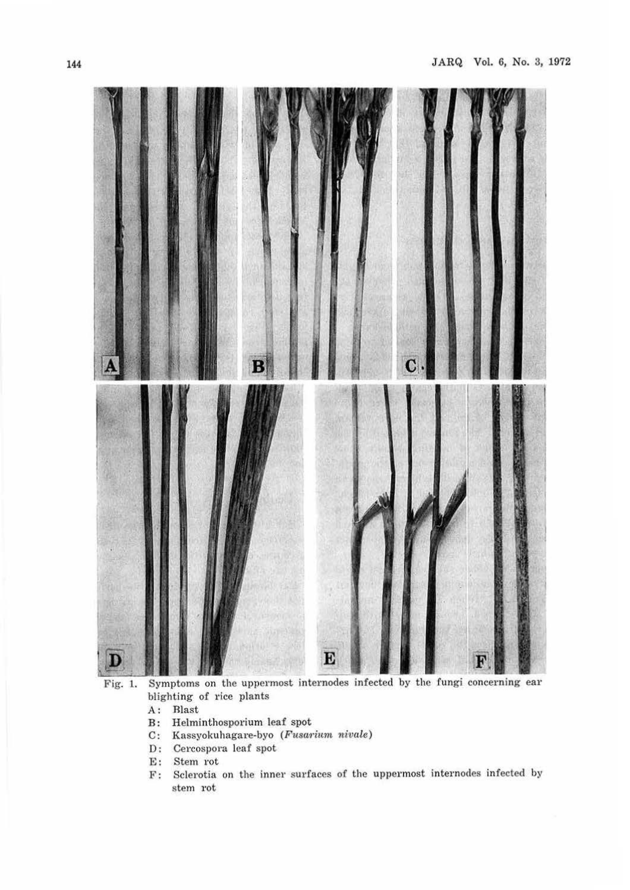Fig. 1. Symptoms on the uppermost internodes infected by the fungi concerning ear blighting of rice plants

- A: Blast
- B: Helminthosporium leaf spot
- C: Kassyokuhagare-byo (*Fusarium nivale*)
- D: Cercospora leaf spot
- E: Stem rot
- F: Sclerotia on the inner surfaces of the uppermost internodes infected by stem rot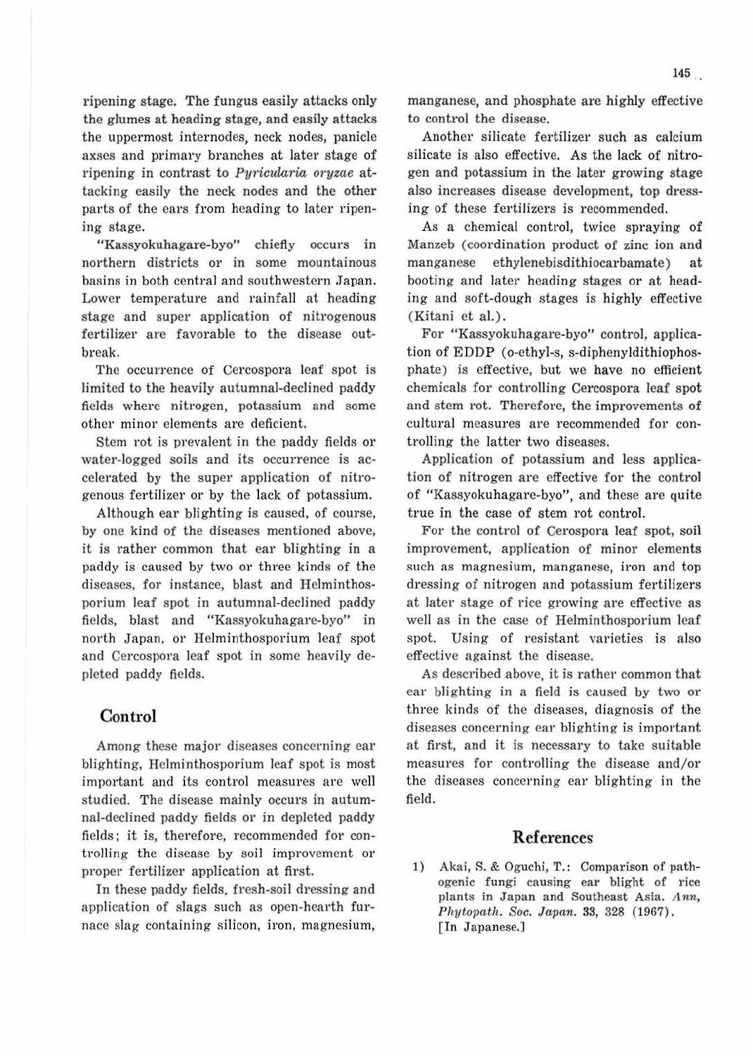ripening stage. The fungus easily attacks only the glumes at heading stage, and easily attacks the uppermost internodes, neck nodes, panicle axses and primary branches at later stage of ripening in contrast to *Pyricularia oryzae* attacking easily the neck nodes and the other parts of the ears from heading to later ripening stage.

"Kassyokuhagare-byo" chiefly occurs in northern districts or in some mountainous basins in both central and southwestern Japan. Lower temperature and rainfall at heading stage and super application of nitrogenous fertilizer are favorable to the disease outbreak.

The occurrence of Cercospora leaf spot is limited to the heavily autumnal-declined paddy fields where nitrogen, potassium and some other minor elements are deficient.

Stem rot is prevalent in the paddy fields or water-logged soils and its occurrence is accelerated by the super application of nitrogenous fertilizer or by the lack of potassium.

Although ear blighting is caused, of course, by one kind of the diseases mentioned above, it is rather common that ear blighting in a paddy is caused by two or three kinds of the diseases, for instance, blast and Helminthosporium leaf spot in autumnal-declined paddy fields, blast and "Kassyokuhagare-byo" in north Japan, or Helminthosporium leaf spot and Cercospora leaf spot in some heavily depleted paddy fields.

## Control

Among these major diseases concerning ear blighting, Helminthosporium leaf spot is most important and its control measures are well studied. The disease mainly occurs in autumnal-declined paddy fields or in depleted paddy fields; it is, therefore, recommended for controlling the disease by soil improvement or proper fertilizer application at first.

In these paddy fields, fresh-soil dressing and application of slags such as open-hearth furnace slag containing silicon, iron, magnesium, manganese, and phosphate are highly effective to control the disease.

Another silicate fertilizer such as calcium silicate is also effective. As the lack of nitrogen and potassium in the later growing stage also increases disease development, top dressing of these fertilizers is recommended.

As a chemical control, twice spraying of Manzeb (coordination product of zinc ion and manganese ethylenebisdithiocarbamate) at booting and later heading stages or at heading and soft-dough stages is highly effective (Kitani et al.).

For "Kassyokuhagare-byo" control, application of EDDP (o-ethyl-s, s-diphenyldithiophosphate) is effective, but we have no efficient chemicals for controlling Cercospora leaf spot and stem rot. Therefore, the improvements of cultural measures are recommended for controlling the latter two diseases.

Application of potassium and less application of nitrogen are effective for the control of "Kassyokuhagare-byo", and these are quite true in the case of stem rot control.

For the control of Cerospora leaf spot, soil improvement, application of minor elements such as magnesium, manganese, iron and top dressing of nitrogen and potassium fertilizers at later stage of rice growing are effective as well as in the case of Helminthosporium leaf spot. Using of resistant varieties is also effective against the disease.

As described above, it is rather common that ear blighting in a field is caused by two or three kinds of the diseases, diagnosis of the diseases concerning ear blighting is important at first, and it is necessary to take suitable measures for controlling the disease and/or the diseases concerning ear blighting in the field.

## References

1) Akai, S. & Oguchi, T.: Comparison of pathogenic fungi causing ear blight of rice plants in Japan and Southeast Asia. *Ann, Phytopath. Soc. Japan.* **33**, 328 (1967). [In Japanese.]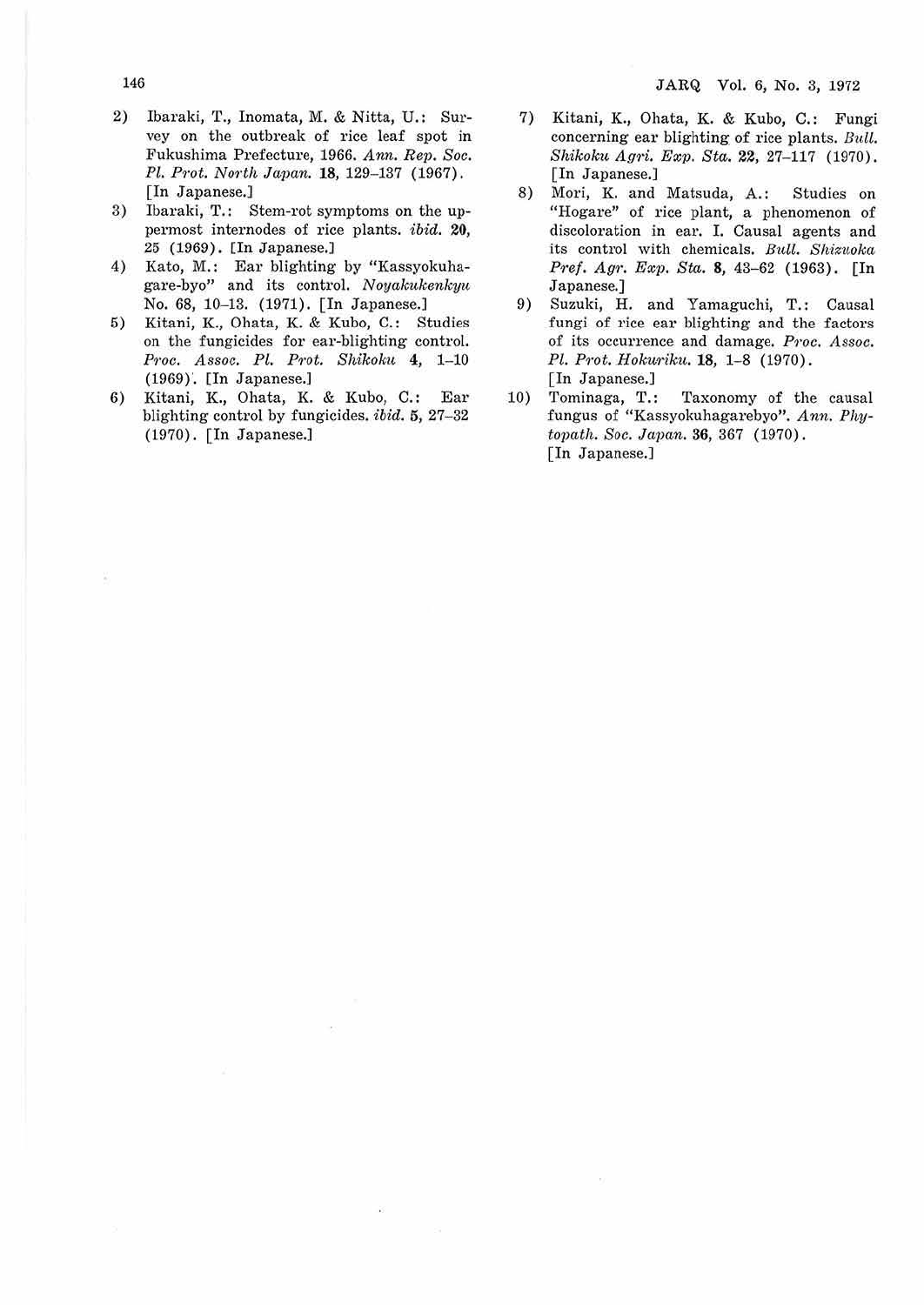2) Ibaraki, T., Inomata, M. & Nitta, U.: Survey on the outbreak of rice leaf spot in Fukushima Prefecture, 1966. *Ann. Rep. Soc. Pl. Prot. North Japan.* **18**, 129–137 (1967). [In Japanese.]

3) Ibaraki, T.: Stem-rot symptoms on the uppermost internodes of rice plants. *ibid.* **20**, 25 (1969). [In Japanese.]

4) Kato, M.: Ear blighting by "Kassyokuhagare-byo" and its control. *Noyakukenkyu* No. 68, 10–13. (1971). [In Japanese.]

5) Kitani, K., Ohata, K. & Kubo, C.: Studies on the fungicides for ear-blighting control. *Proc. Assoc. Pl. Prot. Shikoku* **4**, 1–10 (1969). [In Japanese.]

6) Kitani, K., Ohata, K. & Kubo, C.: Ear blighting control by fungicides. *ibid.* **5**, 27–32 (1970). [In Japanese.]

7) Kitani, K., Ohata, K. & Kubo, C.: Fungi concerning ear blighting of rice plants. *Bull. Shikoku Agri. Exp. Sta.* **22**, 27–117 (1970). [In Japanese.]

8) Mori, K. and Matsuda, A.: Studies on "Hogare" of rice plant, a phenomenon of discoloration in ear. I. Causal agents and its control with chemicals. *Bull. Shizuoka Pref. Agr. Exp. Sta.* **8**, 43–62 (1963). [In Japanese.]

9) Suzuki, H. and Yamaguchi, T.: Causal fungi of rice ear blighting and the factors of its occurrence and damage. *Proc. Assoc. Pl. Prot. Hokuriku.* **18**, 1–8 (1970). [In Japanese.]

10) Tominaga, T.: Taxonomy of the causal fungus of "Kassyokuhagarebyo". *Ann. Phytopath. Soc. Japan.* **36**, 367 (1970). [In Japanese.]